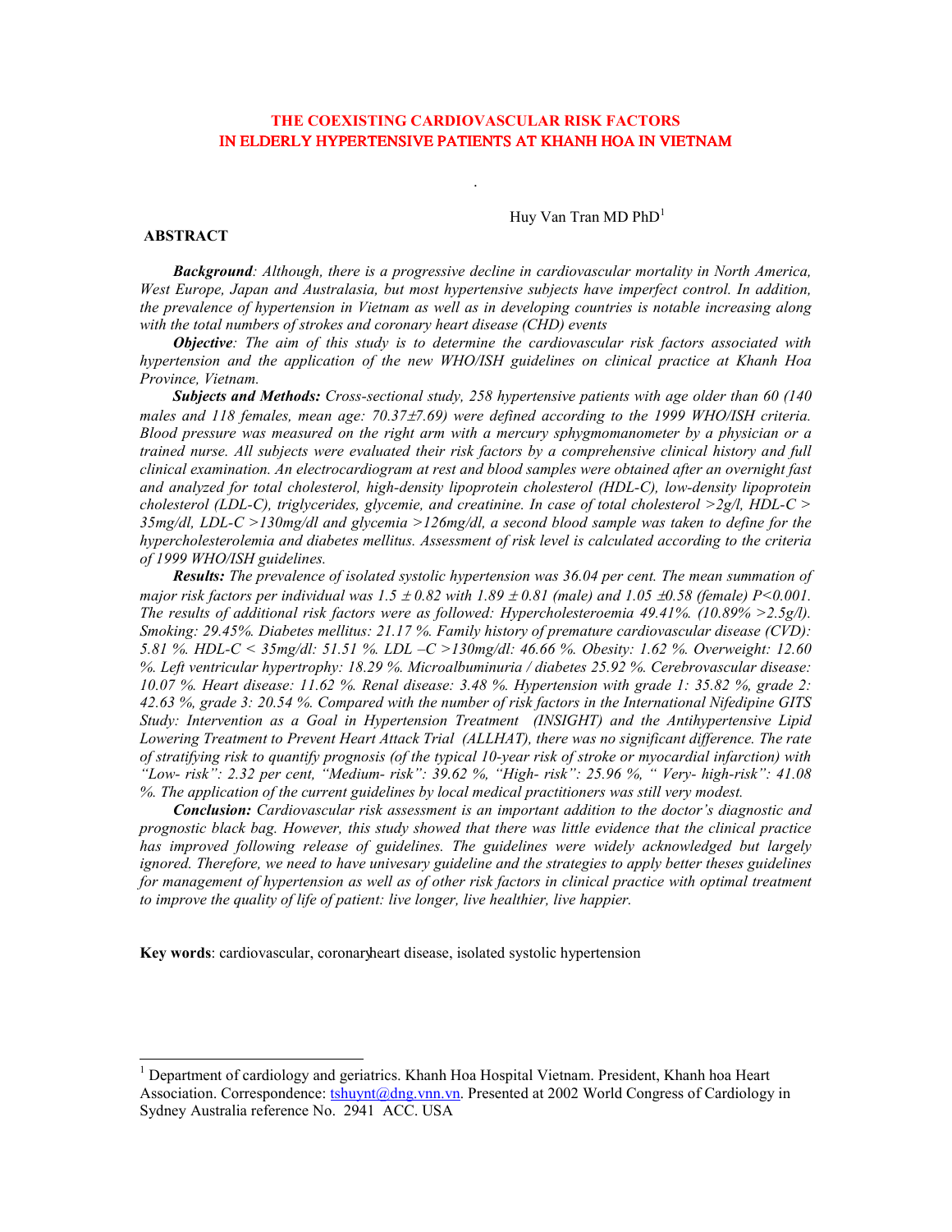# THE COEXISTING CARDIOVASCULAR RISK FACTORS IN ELDERLY HYPERTENSIVE PATIENTS AT KHANH HOA IN VIETNAM

Huy Van Tran MD PhD[1]

## ABSTRACT

***Background***: *Although, there is a progressive decline in cardiovascular mortality in North America, West Europe, Japan and Australasia, but most hypertensive subjects have imperfect control. In addition, the prevalence of hypertension in Vietnam as well as in developing countries is notable increasing along with the total numbers of strokes and coronary heart disease (CHD) events*

***Objective***: *The aim of this study is to determine the cardiovascular risk factors associated with hypertension and the application of the new WHO/ISH guidelines on clinical practice at Khanh Hoa Province, Vietnam.*

***Subjects and Methods:*** *Cross-sectional study, 258 hypertensive patients with age older than 60 (140 males and 118 females, mean age: 70.37±7.69) were defined according to the 1999 WHO/ISH criteria. Blood pressure was measured on the right arm with a mercury sphygmomanometer by a physician or a trained nurse. All subjects were evaluated their risk factors by a comprehensive clinical history and full clinical examination. An electrocardiogram at rest and blood samples were obtained after an overnight fast and analyzed for total cholesterol, high-density lipoprotein cholesterol (HDL-C), low-density lipoprotein cholesterol (LDL-C), triglycerides, glycemie, and creatinine. In case of total cholesterol >2g/l, HDL-C > 35mg/dl, LDL-C >130mg/dl and glycemia >126mg/dl, a second blood sample was taken to define for the hypercholesterolemia and diabetes mellitus. Assessment of risk level is calculated according to the criteria of 1999 WHO/ISH guidelines.*

***Results:*** *The prevalence of isolated systolic hypertension was 36.04 per cent. The mean summation of major risk factors per individual was 1.5 ± 0.82 with 1.89 ± 0.81 (male) and 1.05 ±0.58 (female) P<0.001. The results of additional risk factors were as followed: Hypercholesteroemia 49.41%. (10.89% >2.5g/l). Smoking: 29.45%. Diabetes mellitus: 21.17 %. Family history of premature cardiovascular disease (CVD): 5.81 %. HDL-C < 35mg/dl: 51.51 %. LDL –C >130mg/dl: 46.66 %. Obesity: 1.62 %. Overweight: 12.60 %. Left ventricular hypertrophy: 18.29 %. Microalbuminuria / diabetes 25.92 %. Cerebrovascular disease: 10.07 %. Heart disease: 11.62 %. Renal disease: 3.48 %. Hypertension with grade 1: 35.82 %, grade 2: 42.63 %, grade 3: 20.54 %. Compared with the number of risk factors in the International Nifedipine GITS Study: Intervention as a Goal in Hypertension Treatment (INSIGHT) and the Antihypertensive Lipid Lowering Treatment to Prevent Heart Attack Trial (ALLHAT), there was no significant difference. The rate of stratifying risk to quantify prognosis (of the typical 10-year risk of stroke or myocardial infarction) with "Low- risk": 2.32 per cent, "Medium- risk": 39.62 %, "High- risk": 25.96 %, " Very- high-risk": 41.08 %. The application of the current guidelines by local medical practitioners was still very modest.*

***Conclusion:*** *Cardiovascular risk assessment is an important addition to the doctor's diagnostic and prognostic black bag. However, this study showed that there was little evidence that the clinical practice has improved following release of guidelines. The guidelines were widely acknowledged but largely ignored. Therefore, we need to have univesary guideline and the strategies to apply better theses guidelines for management of hypertension as well as of other risk factors in clinical practice with optimal treatment to improve the quality of life of patient: live longer, live healthier, live happier.*

**Key words**: cardiovascular, coronaryheart disease, isolated systolic hypertension

---

[1] Department of cardiology and geriatrics. Khanh Hoa Hospital Vietnam. President, Khanh hoa Heart Association. Correspondence: tshuynt@dng.vnn.vn. Presented at 2002 World Congress of Cardiology in Sydney Australia reference No. 2941 ACC. USA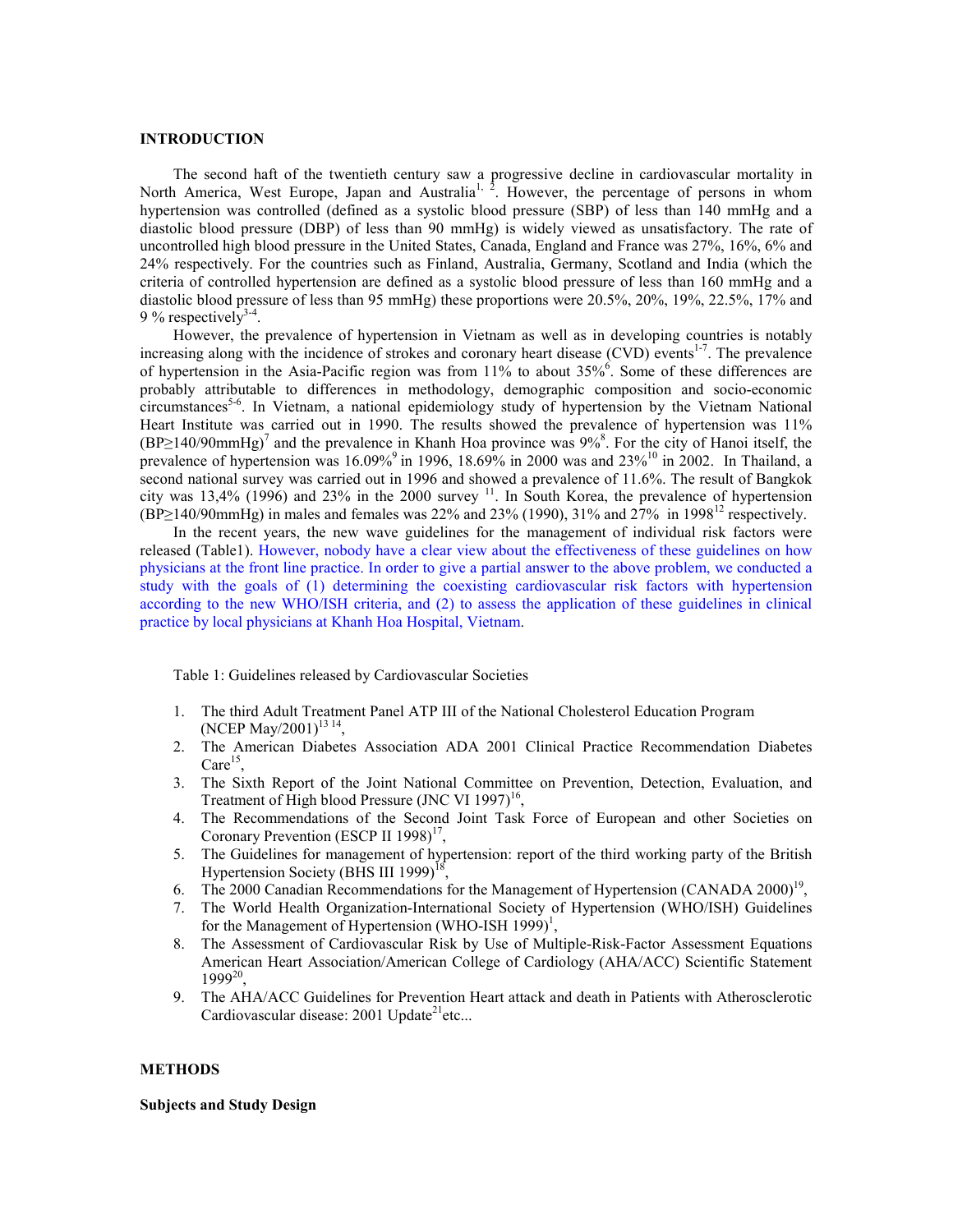## INTRODUCTION

The second haft of the twentieth century saw a progressive decline in cardiovascular mortality in North America, West Europe, Japan and Australia[1, 2]. However, the percentage of persons in whom hypertension was controlled (defined as a systolic blood pressure (SBP) of less than 140 mmHg and a diastolic blood pressure (DBP) of less than 90 mmHg) is widely viewed as unsatisfactory. The rate of uncontrolled high blood pressure in the United States, Canada, England and France was 27%, 16%, 6% and 24% respectively. For the countries such as Finland, Australia, Germany, Scotland and India (which the criteria of controlled hypertension are defined as a systolic blood pressure of less than 160 mmHg and a diastolic blood pressure of less than 95 mmHg) these proportions were 20.5%, 20%, 19%, 22.5%, 17% and 9 % respectively[3-4].

However, the prevalence of hypertension in Vietnam as well as in developing countries is notably increasing along with the incidence of strokes and coronary heart disease (CVD) events[1-7]. The prevalence of hypertension in the Asia-Pacific region was from 11% to about 35%[6]. Some of these differences are probably attributable to differences in methodology, demographic composition and socio-economic circumstances[5-6]. In Vietnam, a national epidemiology study of hypertension by the Vietnam National Heart Institute was carried out in 1990. The results showed the prevalence of hypertension was 11% (BP≥140/90mmHg)[7] and the prevalence in Khanh Hoa province was 9%[8]. For the city of Hanoi itself, the prevalence of hypertension was 16.09%[9] in 1996, 18.69% in 2000 was and 23%[10] in 2002. In Thailand, a second national survey was carried out in 1996 and showed a prevalence of 11.6%. The result of Bangkok city was 13,4% (1996) and 23% in the 2000 survey [11]. In South Korea, the prevalence of hypertension (BP≥140/90mmHg) in males and females was 22% and 23% (1990), 31% and 27% in 1998[12] respectively.

In the recent years, the new wave guidelines for the management of individual risk factors were released (Table1). However, nobody have a clear view about the effectiveness of these guidelines on how physicians at the front line practice. In order to give a partial answer to the above problem, we conducted a study with the goals of (1) determining the coexisting cardiovascular risk factors with hypertension according to the new WHO/ISH criteria, and (2) to assess the application of these guidelines in clinical practice by local physicians at Khanh Hoa Hospital, Vietnam.

Table 1: Guidelines released by Cardiovascular Societies

1. The third Adult Treatment Panel ATP III of the National Cholesterol Education Program (NCEP May/2001)[13 14],
2. The American Diabetes Association ADA 2001 Clinical Practice Recommendation Diabetes Care[15],
3. The Sixth Report of the Joint National Committee on Prevention, Detection, Evaluation, and Treatment of High blood Pressure (JNC VI 1997)[16],
4. The Recommendations of the Second Joint Task Force of European and other Societies on Coronary Prevention (ESCP II 1998)[17],
5. The Guidelines for management of hypertension: report of the third working party of the British Hypertension Society (BHS III 1999)[18],
6. The 2000 Canadian Recommendations for the Management of Hypertension (CANADA 2000)[19],
7. The World Health Organization-International Society of Hypertension (WHO/ISH) Guidelines for the Management of Hypertension (WHO-ISH 1999)[1],
8. The Assessment of Cardiovascular Risk by Use of Multiple-Risk-Factor Assessment Equations American Heart Association/American College of Cardiology (AHA/ACC) Scientific Statement 1999[20],
9. The AHA/ACC Guidelines for Prevention Heart attack and death in Patients with Atherosclerotic Cardiovascular disease: 2001 Update[21]etc...

## METHODS

### Subjects and Study Design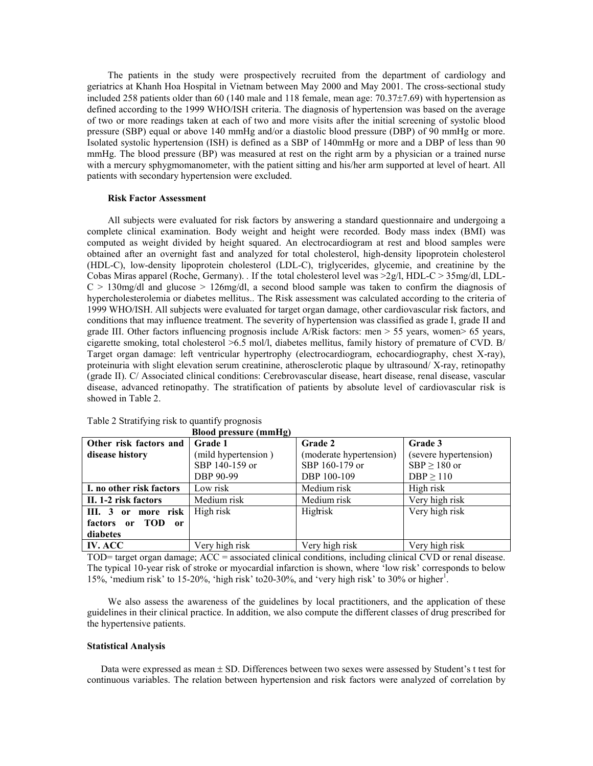The patients in the study were prospectively recruited from the department of cardiology and geriatrics at Khanh Hoa Hospital in Vietnam between May 2000 and May 2001. The cross-sectional study included 258 patients older than 60 (140 male and 118 female, mean age: 70.37±7.69) with hypertension as defined according to the 1999 WHO/ISH criteria. The diagnosis of hypertension was based on the average of two or more readings taken at each of two and more visits after the initial screening of systolic blood pressure (SBP) equal or above 140 mmHg and/or a diastolic blood pressure (DBP) of 90 mmHg or more. Isolated systolic hypertension (ISH) is defined as a SBP of 140mmHg or more and a DBP of less than 90 mmHg. The blood pressure (BP) was measured at rest on the right arm by a physician or a trained nurse with a mercury sphygmomanometer, with the patient sitting and his/her arm supported at level of heart. All patients with secondary hypertension were excluded.

**Risk Factor Assessment**

All subjects were evaluated for risk factors by answering a standard questionnaire and undergoing a complete clinical examination. Body weight and height were recorded. Body mass index (BMI) was computed as weight divided by height squared. An electrocardiogram at rest and blood samples were obtained after an overnight fast and analyzed for total cholesterol, high-density lipoprotein cholesterol (HDL-C), low-density lipoprotein cholesterol (LDL-C), triglycerides, glycemie, and creatinine by the Cobas Miras apparel (Roche, Germany). . If the total cholesterol level was >2g/l, HDL-C > 35mg/dl, LDL-C > 130mg/dl and glucose > 126mg/dl, a second blood sample was taken to confirm the diagnosis of hypercholesterolemia or diabetes mellitus.. The Risk assessment was calculated according to the criteria of 1999 WHO/ISH. All subjects were evaluated for target organ damage, other cardiovascular risk factors, and conditions that may influence treatment. The severity of hypertension was classified as grade I, grade II and grade III. Other factors influencing prognosis include A/Risk factors: men > 55 years, women> 65 years, cigarette smoking, total cholesterol >6.5 mol/l, diabetes mellitus, family history of premature of CVD. B/ Target organ damage: left ventricular hypertrophy (electrocardiogram, echocardiography, chest X-ray), proteinuria with slight elevation serum creatinine, atherosclerotic plaque by ultrasound/ X-ray, retinopathy (grade II). C/ Associated clinical conditions: Cerebrovascular disease, heart disease, renal disease, vascular disease, advanced retinopathy. The stratification of patients by absolute level of cardiovascular risk is showed in Table 2.

Table 2 Stratifying risk to quantify prognosis

| | Blood pressure (mmHg) | | |
|---|---|---|---|
| **Other risk factors and disease history** | **Grade 1** (mild hypertension ) SBP 140-159 or DBP 90-99 | **Grade 2** (moderate hypertension) SBP 160-179 or DBP 100-109 | **Grade 3** (severe hypertension) SBP ≥ 180 or DBP ≥ 110 |
| **I. no other risk factors** | Low risk | Medium risk | High risk |
| **II. 1-2 risk factors** | Medium risk | Medium risk | Very high risk |
| **III. 3 or more risk factors or TOD or diabetes** | High risk | Highrisk | Very high risk |
| **IV. ACC** | Very high risk | Very high risk | Very high risk |

TOD= target organ damage; ACC = associated clinical conditions, including clinical CVD or renal disease. The typical 10-year risk of stroke or myocardial infarction is shown, where 'low risk' corresponds to below 15%, 'medium risk' to 15-20%, 'high risk' to20-30%, and 'very high risk' to 30% or higher[1].

We also assess the awareness of the guidelines by local practitioners, and the application of these guidelines in their clinical practice. In addition, we also compute the different classes of drug prescribed for the hypertensive patients.

**Statistical Analysis**

Data were expressed as mean ± SD. Differences between two sexes were assessed by Student's t test for continuous variables. The relation between hypertension and risk factors were analyzed of correlation by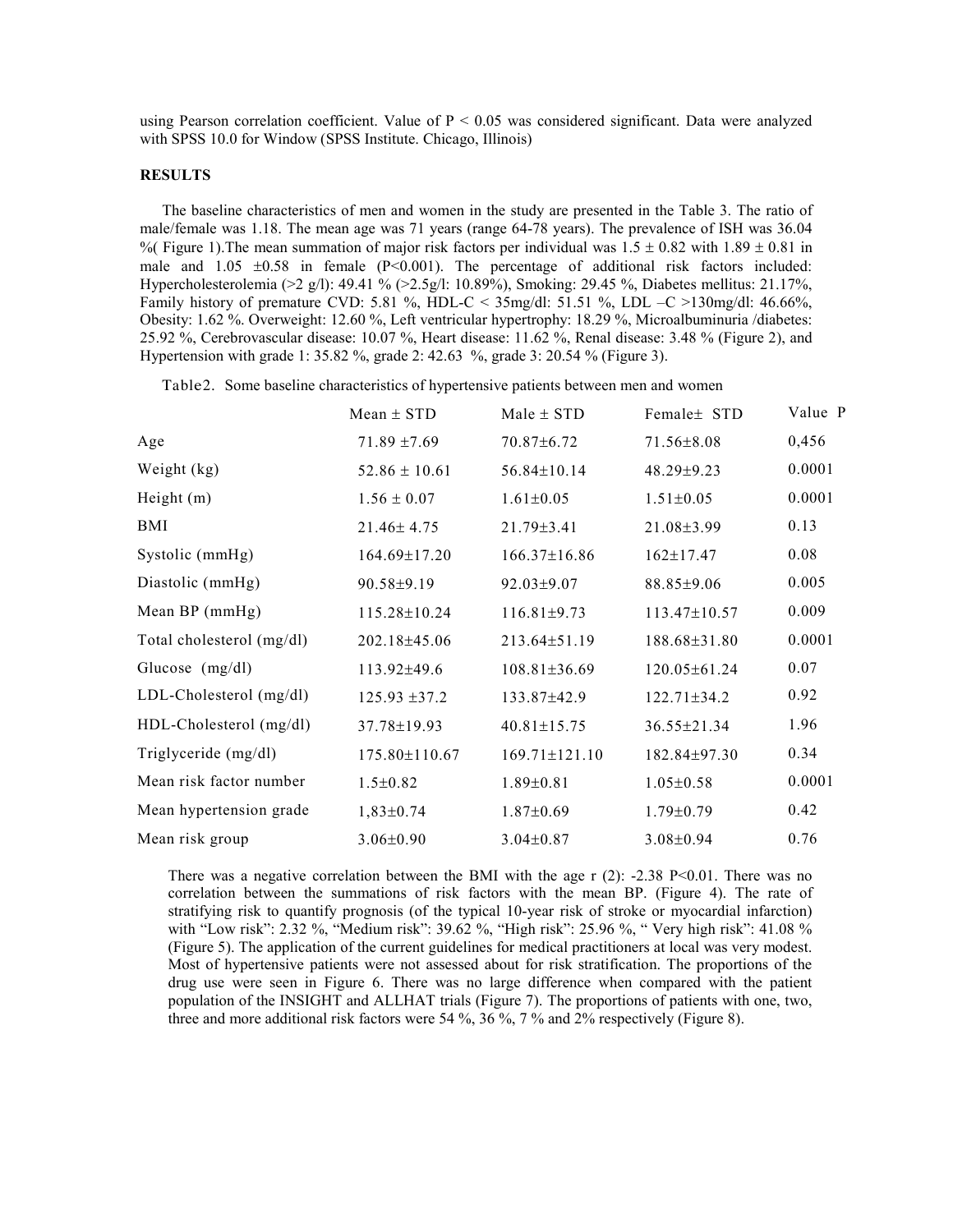using Pearson correlation coefficient. Value of $P < 0.05$ was considered significant. Data were analyzed with SPSS 10.0 for Window (SPSS Institute. Chicago, Illinois)

## RESULTS

The baseline characteristics of men and women in the study are presented in the Table 3. The ratio of male/female was 1.18. The mean age was 71 years (range 64-78 years). The prevalence of ISH was 36.04 %( Figure 1).The mean summation of major risk factors per individual was $1.5 \pm 0.82$ with $1.89 \pm 0.81$ in male and $1.05 \pm 0.58$ in female ($P<0.001$). The percentage of additional risk factors included: Hypercholesterolemia (>2 g/l): 49.41 % (>2.5g/l: 10.89%), Smoking: 29.45 %, Diabetes mellitus: 21.17%, Family history of premature CVD: 5.81 %, HDL-C < 35mg/dl: 51.51 %, LDL –C >130mg/dl: 46.66%, Obesity: 1.62 %. Overweight: 12.60 %, Left ventricular hypertrophy: 18.29 %, Microalbuminuria /diabetes: 25.92 %, Cerebrovascular disease: 10.07 %, Heart disease: 11.62 %, Renal disease: 3.48 % (Figure 2), and Hypertension with grade 1: 35.82 %, grade 2: 42.63 %, grade 3: 20.54 % (Figure 3).

Table2. Some baseline characteristics of hypertensive patients between men and women

| | Mean ± STD | Male ± STD | Female± STD | Value P |
|---|---|---|---|---|
| Age | 71.89 ±7.69 | 70.87±6.72 | 71.56±8.08 | 0,456 |
| Weight (kg) | 52.86 ± 10.61 | 56.84±10.14 | 48.29±9.23 | 0.0001 |
| Height (m) | 1.56 ± 0.07 | 1.61±0.05 | 1.51±0.05 | 0.0001 |
| BMI | 21.46± 4.75 | 21.79±3.41 | 21.08±3.99 | 0.13 |
| Systolic (mmHg) | 164.69±17.20 | 166.37±16.86 | 162±17.47 | 0.08 |
| Diastolic (mmHg) | 90.58±9.19 | 92.03±9.07 | 88.85±9.06 | 0.005 |
| Mean BP (mmHg) | 115.28±10.24 | 116.81±9.73 | 113.47±10.57 | 0.009 |
| Total cholesterol (mg/dl) | 202.18±45.06 | 213.64±51.19 | 188.68±31.80 | 0.0001 |
| Glucose (mg/dl) | 113.92±49.6 | 108.81±36.69 | 120.05±61.24 | 0.07 |
| LDL-Cholesterol (mg/dl) | 125.93 ±37.2 | 133.87±42.9 | 122.71±34.2 | 0.92 |
| HDL-Cholesterol (mg/dl) | 37.78±19.93 | 40.81±15.75 | 36.55±21.34 | 1.96 |
| Triglyceride (mg/dl) | 175.80±110.67 | 169.71±121.10 | 182.84±97.30 | 0.34 |
| Mean risk factor number | 1.5±0.82 | 1.89±0.81 | 1.05±0.58 | 0.0001 |
| Mean hypertension grade | 1,83±0.74 | 1.87±0.69 | 1.79±0.79 | 0.42 |
| Mean risk group | 3.06±0.90 | 3.04±0.87 | 3.08±0.94 | 0.76 |

There was a negative correlation between the BMI with the age r (2): -2.38 $P<0.01$. There was no correlation between the summations of risk factors with the mean BP. (Figure 4). The rate of stratifying risk to quantify prognosis (of the typical 10-year risk of stroke or myocardial infarction) with "Low risk": 2.32 %, "Medium risk": 39.62 %, "High risk": 25.96 %, " Very high risk": 41.08 % (Figure 5). The application of the current guidelines for medical practitioners at local was very modest. Most of hypertensive patients were not assessed about for risk stratification. The proportions of the drug use were seen in Figure 6. There was no large difference when compared with the patient population of the INSIGHT and ALLHAT trials (Figure 7). The proportions of patients with one, two, three and more additional risk factors were 54 %, 36 %, 7 % and 2% respectively (Figure 8).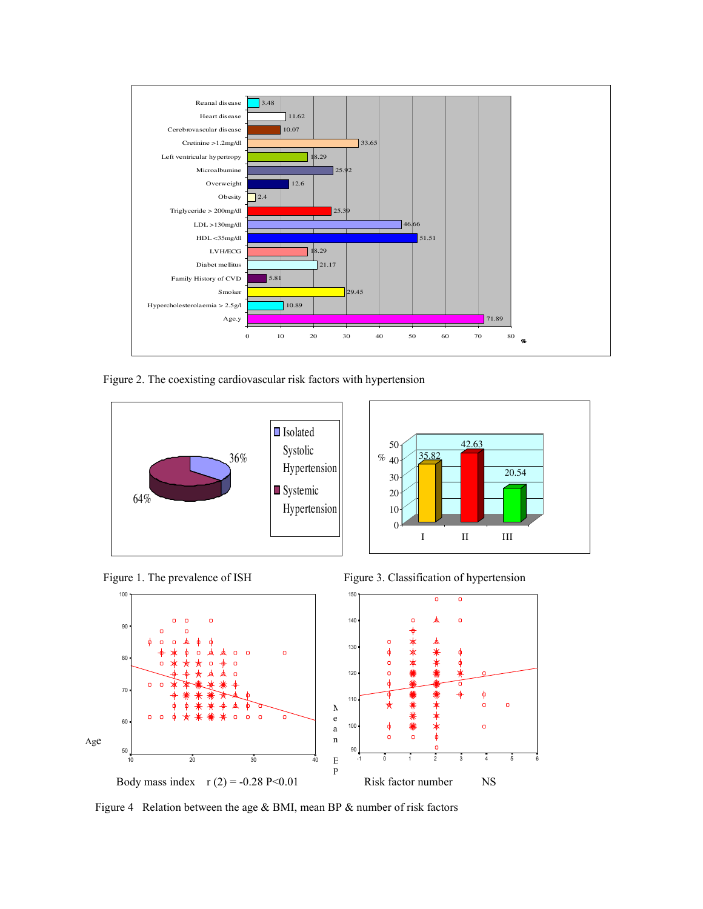Figure 2. The coexisting cardiovascular risk factors with hypertension

Figure 1. The prevalence of ISH

Figure 3. Classification of hypertension

Body mass index r (2) = -0.28 P<0.01

Risk factor number NS

Figure 4 Relation between the age & BMI, mean BP & number of risk factors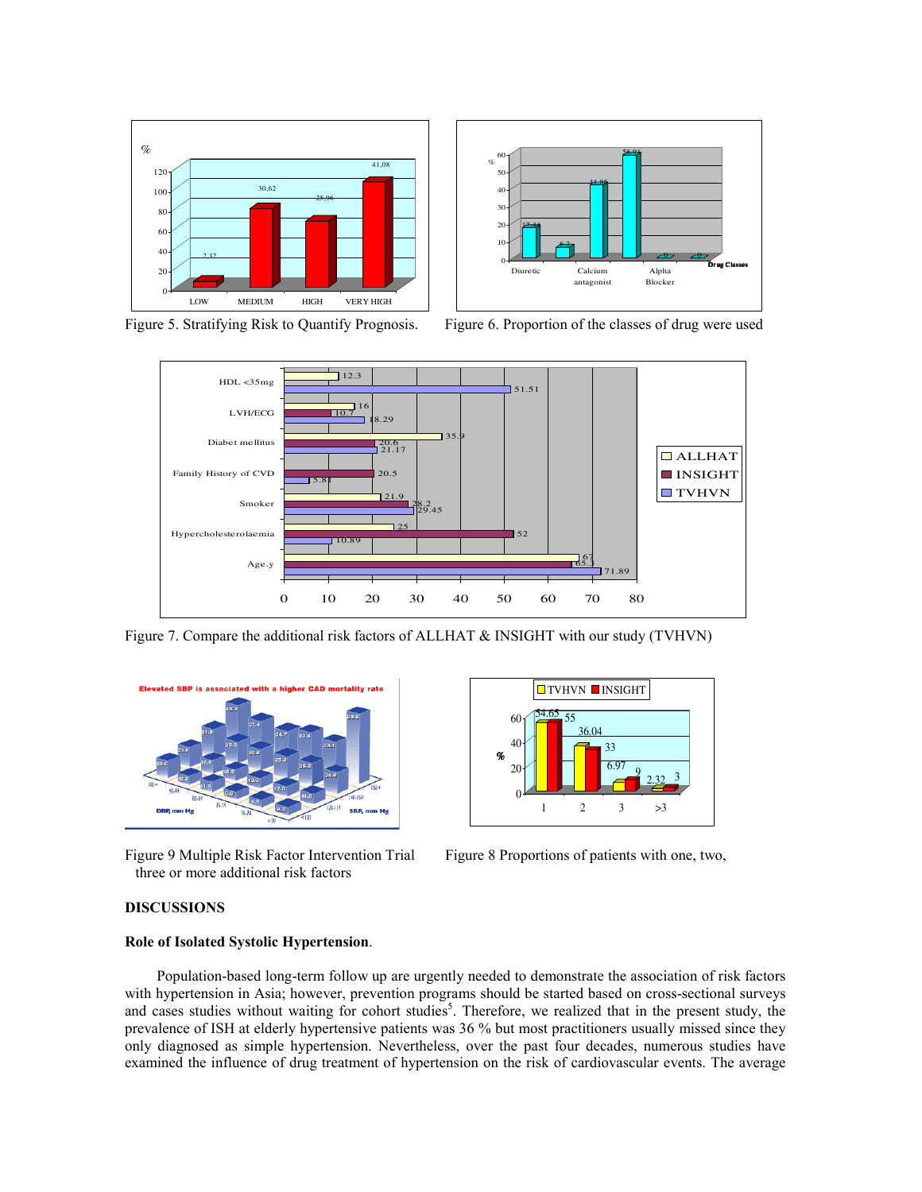Figure 5. Stratifying Risk to Quantify Prognosis.

Figure 6. Proportion of the classes of drug were used

Figure 7. Compare the additional risk factors of ALLHAT & INSIGHT with our study (TVHVN)

Figure 9 Multiple Risk Factor Intervention Trial

Figure 8 Proportions of patients with one, two, three or more additional risk factors

## DISCUSSIONS

### Role of Isolated Systolic Hypertension.

Population-based long-term follow up are urgently needed to demonstrate the association of risk factors with hypertension in Asia; however, prevention programs should be started based on cross-sectional surveys and cases studies without waiting for cohort studies[5]. Therefore, we realized that in the present study, the prevalence of ISH at elderly hypertensive patients was 36 % but most practitioners usually missed since they only diagnosed as simple hypertension. Nevertheless, over the past four decades, numerous studies have examined the influence of drug treatment of hypertension on the risk of cardiovascular events. The average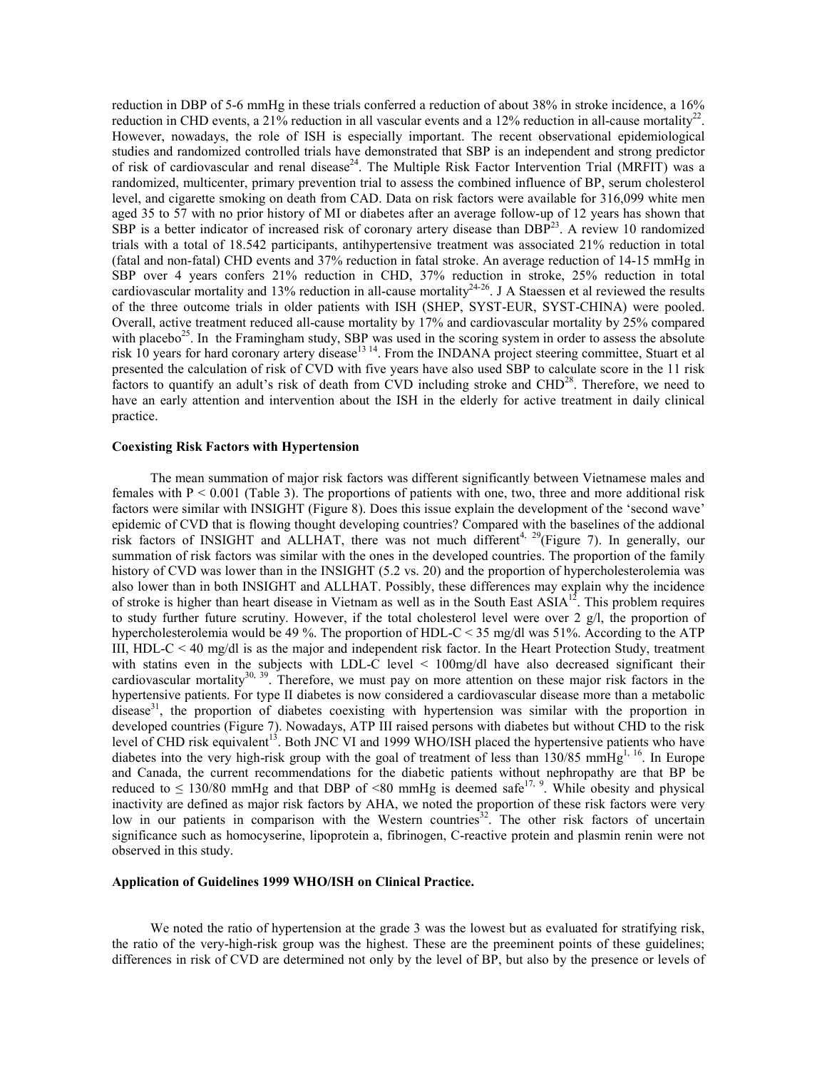reduction in DBP of 5-6 mmHg in these trials conferred a reduction of about 38% in stroke incidence, a 16% reduction in CHD events, a 21% reduction in all vascular events and a 12% reduction in all-cause mortality[22]. However, nowadays, the role of ISH is especially important. The recent observational epidemiological studies and randomized controlled trials have demonstrated that SBP is an independent and strong predictor of risk of cardiovascular and renal disease[24]. The Multiple Risk Factor Intervention Trial (MRFIT) was a randomized, multicenter, primary prevention trial to assess the combined influence of BP, serum cholesterol level, and cigarette smoking on death from CAD. Data on risk factors were available for 316,099 white men aged 35 to 57 with no prior history of MI or diabetes after an average follow-up of 12 years has shown that SBP is a better indicator of increased risk of coronary artery disease than DBP[23]. A review 10 randomized trials with a total of 18.542 participants, antihypertensive treatment was associated 21% reduction in total (fatal and non-fatal) CHD events and 37% reduction in fatal stroke. An average reduction of 14-15 mmHg in SBP over 4 years confers 21% reduction in CHD, 37% reduction in stroke, 25% reduction in total cardiovascular mortality and 13% reduction in all-cause mortality[24-26]. J A Staessen et al reviewed the results of the three outcome trials in older patients with ISH (SHEP, SYST-EUR, SYST-CHINA) were pooled. Overall, active treatment reduced all-cause mortality by 17% and cardiovascular mortality by 25% compared with placebo[25]. In the Framingham study, SBP was used in the scoring system in order to assess the absolute risk 10 years for hard coronary artery disease[13 14]. From the INDANA project steering committee, Stuart et al presented the calculation of risk of CVD with five years have also used SBP to calculate score in the 11 risk factors to quantify an adult's risk of death from CVD including stroke and CHD[28]. Therefore, we need to have an early attention and intervention about the ISH in the elderly for active treatment in daily clinical practice.

**Coexisting Risk Factors with Hypertension**

The mean summation of major risk factors was different significantly between Vietnamese males and females with $P < 0.001$ (Table 3). The proportions of patients with one, two, three and more additional risk factors were similar with INSIGHT (Figure 8). Does this issue explain the development of the 'second wave' epidemic of CVD that is flowing thought developing countries? Compared with the baselines of the addional risk factors of INSIGHT and ALLHAT, there was not much different[4, 29](Figure 7). In generally, our summation of risk factors was similar with the ones in the developed countries. The proportion of the family history of CVD was lower than in the INSIGHT (5.2 vs. 20) and the proportion of hypercholesterolemia was also lower than in both INSIGHT and ALLHAT. Possibly, these differences may explain why the incidence of stroke is higher than heart disease in Vietnam as well as in the South East ASIA[12]. This problem requires to study further future scrutiny. However, if the total cholesterol level were over 2 g/l, the proportion of hypercholesterolemia would be 49 %. The proportion of HDL-C < 35 mg/dl was 51%. According to the ATP III, HDL-C < 40 mg/dl is as the major and independent risk factor. In the Heart Protection Study, treatment with statins even in the subjects with LDL-C level < 100mg/dl have also decreased significant their cardiovascular mortality[30, 39]. Therefore, we must pay on more attention on these major risk factors in the hypertensive patients. For type II diabetes is now considered a cardiovascular disease more than a metabolic disease[31], the proportion of diabetes coexisting with hypertension was similar with the proportion in developed countries (Figure 7). Nowadays, ATP III raised persons with diabetes but without CHD to the risk level of CHD risk equivalent[13]. Both JNC VI and 1999 WHO/ISH placed the hypertensive patients who have diabetes into the very high-risk group with the goal of treatment of less than 130/85 mmHg[1, 16]. In Europe and Canada, the current recommendations for the diabetic patients without nephropathy are that BP be reduced to ≤ 130/80 mmHg and that DBP of <80 mmHg is deemed safe[17, 9]. While obesity and physical inactivity are defined as major risk factors by AHA, we noted the proportion of these risk factors were very low in our patients in comparison with the Western countries[32]. The other risk factors of uncertain significance such as homocyserine, lipoprotein a, fibrinogen, C-reactive protein and plasmin renin were not observed in this study.

**Application of Guidelines 1999 WHO/ISH on Clinical Practice.**

We noted the ratio of hypertension at the grade 3 was the lowest but as evaluated for stratifying risk, the ratio of the very-high-risk group was the highest. These are the preeminent points of these guidelines; differences in risk of CVD are determined not only by the level of BP, but also by the presence or levels of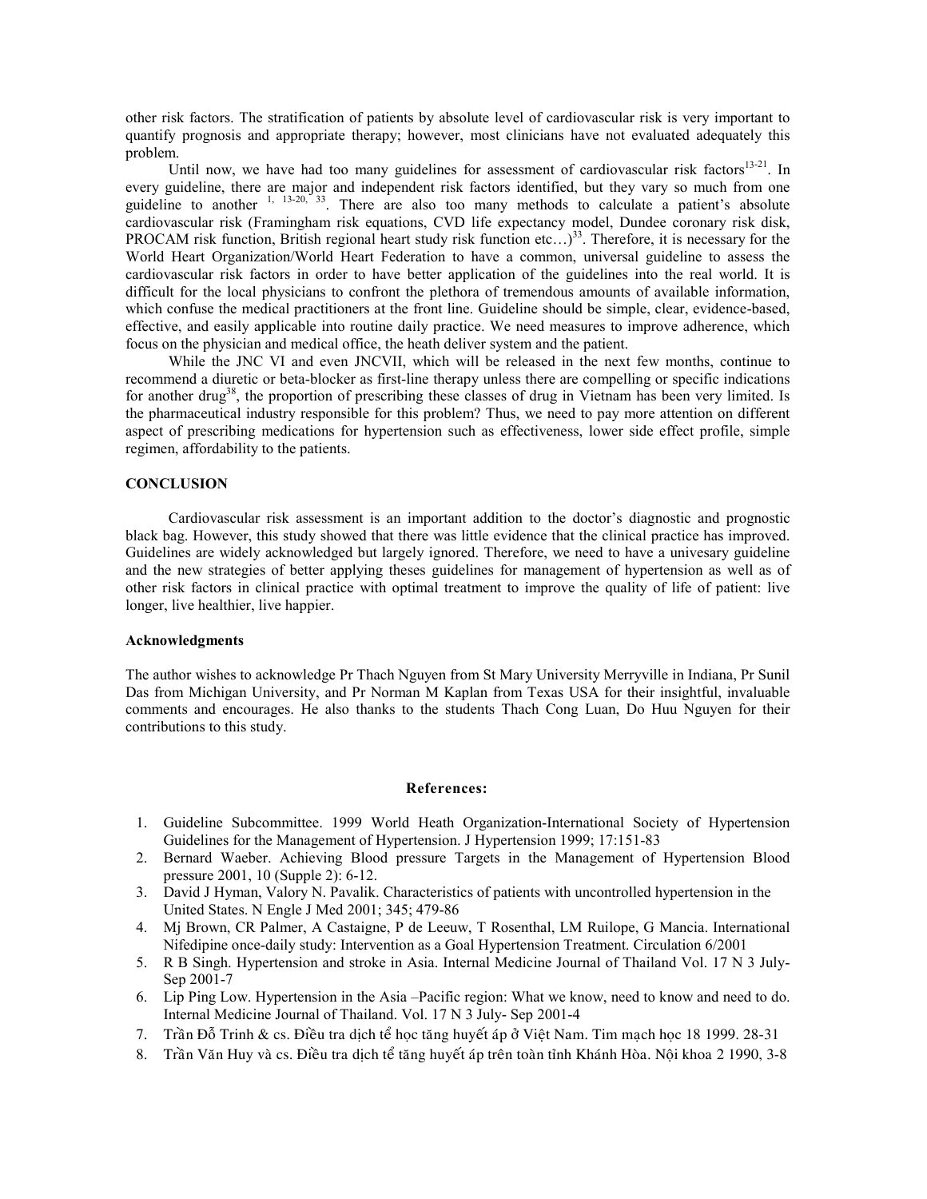other risk factors. The stratification of patients by absolute level of cardiovascular risk is very important to quantify prognosis and appropriate therapy; however, most clinicians have not evaluated adequately this problem.

Until now, we have had too many guidelines for assessment of cardiovascular risk factors[13-21]. In every guideline, there are major and independent risk factors identified, but they vary so much from one guideline to another [1, 13-20, 33]. There are also too many methods to calculate a patient's absolute cardiovascular risk (Framingham risk equations, CVD life expectancy model, Dundee coronary risk disk, PROCAM risk function, British regional heart study risk function etc…)[33]. Therefore, it is necessary for the World Heart Organization/World Heart Federation to have a common, universal guideline to assess the cardiovascular risk factors in order to have better application of the guidelines into the real world. It is difficult for the local physicians to confront the plethora of tremendous amounts of available information, which confuse the medical practitioners at the front line. Guideline should be simple, clear, evidence-based, effective, and easily applicable into routine daily practice. We need measures to improve adherence, which focus on the physician and medical office, the heath deliver system and the patient.

While the JNC VI and even JNCVII, which will be released in the next few months, continue to recommend a diuretic or beta-blocker as first-line therapy unless there are compelling or specific indications for another drug[38], the proportion of prescribing these classes of drug in Vietnam has been very limited. Is the pharmaceutical industry responsible for this problem? Thus, we need to pay more attention on different aspect of prescribing medications for hypertension such as effectiveness, lower side effect profile, simple regimen, affordability to the patients.

## CONCLUSION

Cardiovascular risk assessment is an important addition to the doctor's diagnostic and prognostic black bag. However, this study showed that there was little evidence that the clinical practice has improved. Guidelines are widely acknowledged but largely ignored. Therefore, we need to have a univesary guideline and the new strategies of better applying theses guidelines for management of hypertension as well as of other risk factors in clinical practice with optimal treatment to improve the quality of life of patient: live longer, live healthier, live happier.

### Acknowledgments

The author wishes to acknowledge Pr Thach Nguyen from St Mary University Merryville in Indiana, Pr Sunil Das from Michigan University, and Pr Norman M Kaplan from Texas USA for their insightful, invaluable comments and encourages. He also thanks to the students Thach Cong Luan, Do Huu Nguyen for their contributions to this study.

### References:

1. Guideline Subcommittee. 1999 World Heath Organization-International Society of Hypertension Guidelines for the Management of Hypertension. J Hypertension 1999; 17:151-83
2. Bernard Waeber. Achieving Blood pressure Targets in the Management of Hypertension Blood pressure 2001, 10 (Supple 2): 6-12.
3. David J Hyman, Valory N. Pavalik. Characteristics of patients with uncontrolled hypertension in the United States. N Engle J Med 2001; 345; 479-86
4. Mj Brown, CR Palmer, A Castaigne, P de Leeuw, T Rosenthal, LM Ruilope, G Mancia. International Nifedipine once-daily study: Intervention as a Goal Hypertension Treatment. Circulation 6/2001
5. R B Singh. Hypertension and stroke in Asia. Internal Medicine Journal of Thailand Vol. 17 N 3 July-Sep 2001-7
6. Lip Ping Low. Hypertension in the Asia –Pacific region: What we know, need to know and need to do. Internal Medicine Journal of Thailand. Vol. 17 N 3 July- Sep 2001-4
7. Trần Đỗ Trinh & cs. Điều tra dịch tể học tăng huyết áp ở Việt Nam. Tim mạch học 18 1999. 28-31
8. Trần Văn Huy và cs. Điều tra dịch tể tăng huyết áp trên toàn tỉnh Khánh Hòa. Nội khoa 2 1990, 3-8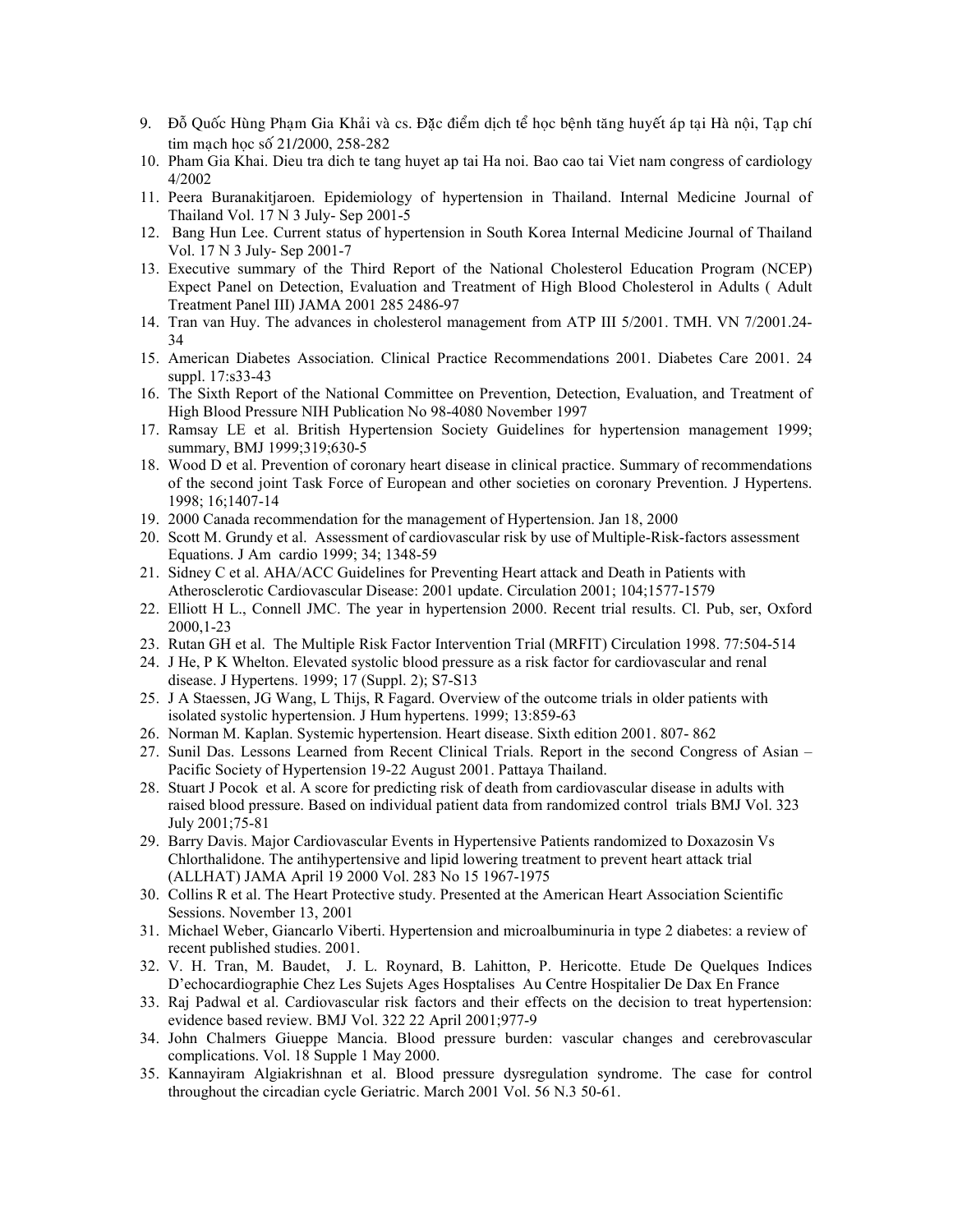9. Đỗ Quốc Hùng Phạm Gia Khải và cs. Đặc điểm dịch tể học bệnh tăng huyết áp tại Hà nội, Tạp chí tim mạch học số 21/2000, 258-282
10. Pham Gia Khai. Dieu tra dich te tang huyet ap tai Ha noi. Bao cao tai Viet nam congress of cardiology 4/2002
11. Peera Buranakitjaroen. Epidemiology of hypertension in Thailand. Internal Medicine Journal of Thailand Vol. 17 N 3 July- Sep 2001-5
12. Bang Hun Lee. Current status of hypertension in South Korea Internal Medicine Journal of Thailand Vol. 17 N 3 July- Sep 2001-7
13. Executive summary of the Third Report of the National Cholesterol Education Program (NCEP) Expect Panel on Detection, Evaluation and Treatment of High Blood Cholesterol in Adults ( Adult Treatment Panel III) JAMA 2001 285 2486-97
14. Tran van Huy. The advances in cholesterol management from ATP III 5/2001. TMH. VN 7/2001.24-34
15. American Diabetes Association. Clinical Practice Recommendations 2001. Diabetes Care 2001. 24 suppl. 17:s33-43
16. The Sixth Report of the National Committee on Prevention, Detection, Evaluation, and Treatment of High Blood Pressure NIH Publication No 98-4080 November 1997
17. Ramsay LE et al. British Hypertension Society Guidelines for hypertension management 1999; summary, BMJ 1999;319;630-5
18. Wood D et al. Prevention of coronary heart disease in clinical practice. Summary of recommendations of the second joint Task Force of European and other societies on coronary Prevention. J Hypertens. 1998; 16;1407-14
19. 2000 Canada recommendation for the management of Hypertension. Jan 18, 2000
20. Scott M. Grundy et al. Assessment of cardiovascular risk by use of Multiple-Risk-factors assessment Equations. J Am cardio 1999; 34; 1348-59
21. Sidney C et al. AHA/ACC Guidelines for Preventing Heart attack and Death in Patients with Atherosclerotic Cardiovascular Disease: 2001 update. Circulation 2001; 104;1577-1579
22. Elliott H L., Connell JMC. The year in hypertension 2000. Recent trial results. Cl. Pub, ser, Oxford 2000,1-23
23. Rutan GH et al. The Multiple Risk Factor Intervention Trial (MRFIT) Circulation 1998. 77:504-514
24. J He, P K Whelton. Elevated systolic blood pressure as a risk factor for cardiovascular and renal disease. J Hypertens. 1999; 17 (Suppl. 2); S7-S13
25. J A Staessen, JG Wang, L Thijs, R Fagard. Overview of the outcome trials in older patients with isolated systolic hypertension. J Hum hypertens. 1999; 13:859-63
26. Norman M. Kaplan. Systemic hypertension. Heart disease. Sixth edition 2001. 807- 862
27. Sunil Das. Lessons Learned from Recent Clinical Trials. Report in the second Congress of Asian – Pacific Society of Hypertension 19-22 August 2001. Pattaya Thailand.
28. Stuart J Pocok et al. A score for predicting risk of death from cardiovascular disease in adults with raised blood pressure. Based on individual patient data from randomized control trials BMJ Vol. 323 July 2001;75-81
29. Barry Davis. Major Cardiovascular Events in Hypertensive Patients randomized to Doxazosin Vs Chlorthalidone. The antihypertensive and lipid lowering treatment to prevent heart attack trial (ALLHAT) JAMA April 19 2000 Vol. 283 No 15 1967-1975
30. Collins R et al. The Heart Protective study. Presented at the American Heart Association Scientific Sessions. November 13, 2001
31. Michael Weber, Giancarlo Viberti. Hypertension and microalbuminuria in type 2 diabetes: a review of recent published studies. 2001.
32. V. H. Tran, M. Baudet, J. L. Roynard, B. Lahitton, P. Hericotte. Etude De Quelques Indices D'echocardiographie Chez Les Sujets Ages Hosptalises Au Centre Hospitalier De Dax En France
33. Raj Padwal et al. Cardiovascular risk factors and their effects on the decision to treat hypertension: evidence based review. BMJ Vol. 322 22 April 2001;977-9
34. John Chalmers Giueppe Mancia. Blood pressure burden: vascular changes and cerebrovascular complications. Vol. 18 Supple 1 May 2000.
35. Kannayiram Algiakrishnan et al. Blood pressure dysregulation syndrome. The case for control throughout the circadian cycle Geriatric. March 2001 Vol. 56 N.3 50-61.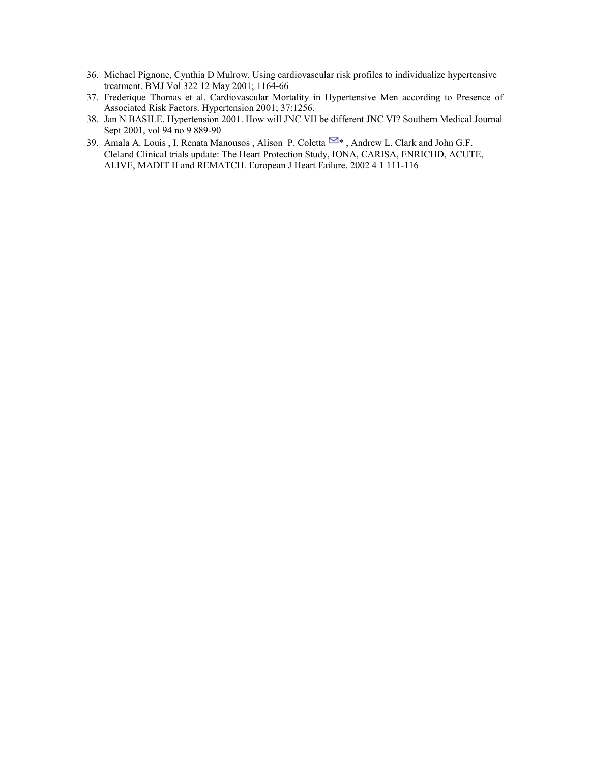36. Michael Pignone, Cynthia D Mulrow. Using cardiovascular risk profiles to individualize hypertensive treatment. BMJ Vol 322 12 May 2001; 1164-66
37. Frederique Thomas et al. Cardiovascular Mortality in Hypertensive Men according to Presence of Associated Risk Factors. Hypertension 2001; 37:1256.
38. Jan N BASILE. Hypertension 2001. How will JNC VII be different JNC VI? Southern Medical Journal Sept 2001, vol 94 no 9 889-90
39. Amala A. Louis , I. Renata Manousos , Alison P. Coletta * , Andrew L. Clark and John G.F. Cleland Clinical trials update: The Heart Protection Study, IONA, CARISA, ENRICHD, ACUTE, ALIVE, MADIT II and REMATCH. European J Heart Failure. 2002 4 1 111-116